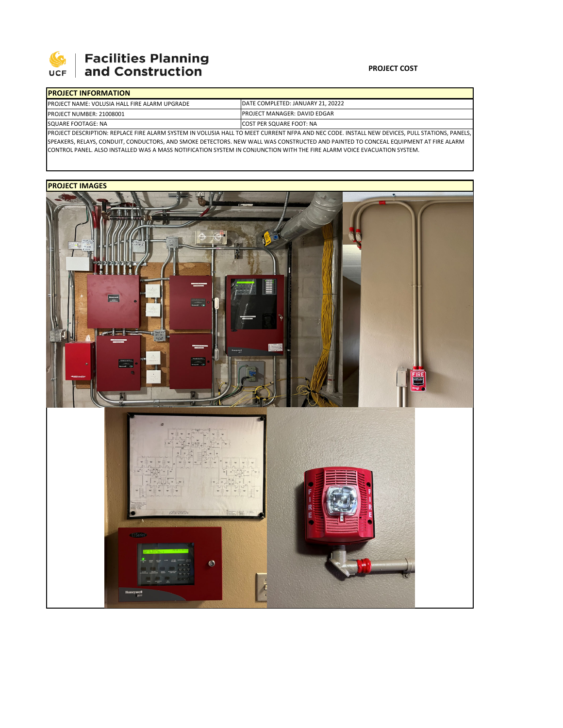Facilities Planning and Construction

**PROJECT COST**

| PROJECT INFORMATION | |
|---|---|
| PROJECT NAME: VOLUSIA HALL FIRE ALARM UPGRADE | DATE COMPLETED: JANUARY 21, 20222 |
| PROJECT NUMBER: 21008001 | PROJECT MANAGER: DAVID EDGAR |
| SQUARE FOOTAGE: NA | COST PER SQUARE FOOT: NA |
| PROJECT DESCRIPTION: REPLACE FIRE ALARM SYSTEM IN VOLUSIA HALL TO MEET CURRENT NFPA AND NEC CODE. INSTALL NEW DEVICES, PULL STATIONS, PANELS, SPEAKERS, RELAYS, CONDUIT, CONDUCTORS, AND SMOKE DETECTORS. NEW WALL WAS CONSTRUCTED AND PAINTED TO CONCEAL EQUIPMENT AT FIRE ALARM CONTROL PANEL. ALSO INSTALLED WAS A MASS NOTIFICATION SYSTEM IN CONJUNCTION WITH THE FIRE ALARM VOICE EVACUATION SYSTEM. | |

**PROJECT IMAGES**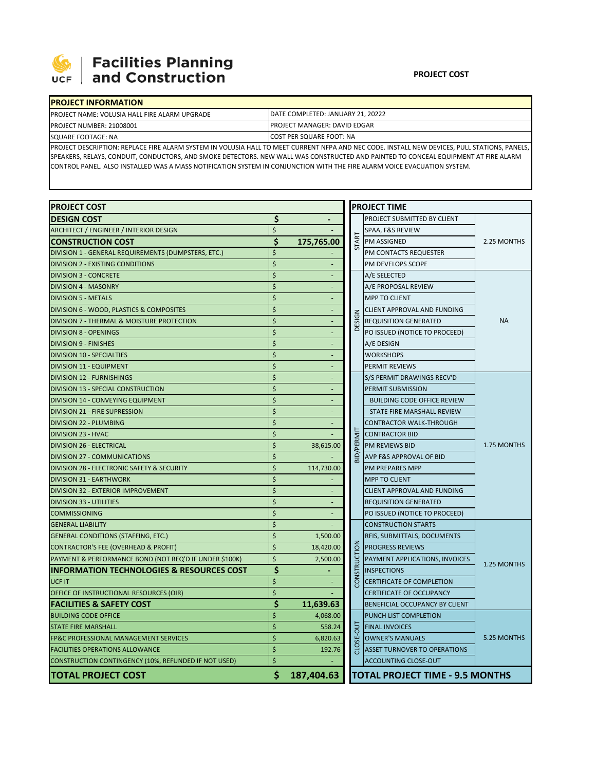Facilities Planning and Construction

**PROJECT COST**

| PROJECT INFORMATION | |
|---|---|
| PROJECT NAME: VOLUSIA HALL FIRE ALARM UPGRADE | DATE COMPLETED: JANUARY 21, 20222 |
| PROJECT NUMBER: 21008001 | PROJECT MANAGER: DAVID EDGAR |
| SQUARE FOOTAGE: NA | COST PER SQUARE FOOT: NA |
| PROJECT DESCRIPTION: REPLACE FIRE ALARM SYSTEM IN VOLUSIA HALL TO MEET CURRENT NFPA AND NEC CODE. INSTALL NEW DEVICES, PULL STATIONS, PANELS, SPEAKERS, RELAYS, CONDUIT, CONDUCTORS, AND SMOKE DETECTORS. NEW WALL WAS CONSTRUCTED AND PAINTED TO CONCEAL EQUIPMENT AT FIRE ALARM CONTROL PANEL. ALSO INSTALLED WAS A MASS NOTIFICATION SYSTEM IN CONJUNCTION WITH THE FIRE ALARM VOICE EVACUATION SYSTEM. | |

| PROJECT COST | |
|---|---|
| **DESIGN COST** | **$ -** |
| ARCHITECT / ENGINEER / INTERIOR DESIGN | $ - |
| **CONSTRUCTION COST** | **$ 175,765.00** |
| DIVISION 1 - GENERAL REQUIREMENTS (DUMPSTERS, ETC.) | $ - |
| DIVISION 2 - EXISTING CONDITIONS | $ - |
| DIVISION 3 - CONCRETE | $ - |
| DIVISION 4 - MASONRY | $ - |
| DIVISION 5 - METALS | $ - |
| DIVISION 6 - WOOD, PLASTICS & COMPOSITES | $ - |
| DIVISION 7 - THERMAL & MOISTURE PROTECTION | $ - |
| DIVISION 8 - OPENINGS | $ - |
| DIVISION 9 - FINISHES | $ - |
| DIVISION 10 - SPECIALTIES | $ - |
| DIVISION 11 - EQUIPMENT | $ - |
| DIVISION 12 - FURNISHINGS | $ - |
| DIVISION 13 - SPECIAL CONSTRUCTION | $ - |
| DIVISION 14 - CONVEYING EQUIPMENT | $ - |
| DIVISION 21 - FIRE SUPRESSION | $ - |
| DIVISION 22 - PLUMBING | $ - |
| DIVISION 23 - HVAC | $ - |
| DIVISION 26 - ELECTRICAL | $ 38,615.00 |
| DIVISION 27 - COMMUNICATIONS | $ - |
| DIVISION 28 - ELECTRONIC SAFETY & SECURITY | $ 114,730.00 |
| DIVISION 31 - EARTHWORK | $ - |
| DIVISION 32 - EXTERIOR IMPROVEMENT | $ - |
| DIVISION 33 - UTILITIES | $ - |
| COMMISSIONING | $ - |
| GENERAL LIABILITY | $ - |
| GENERAL CONDITIONS (STAFFING, ETC.) | $ 1,500.00 |
| CONTRACTOR'S FEE (OVERHEAD & PROFIT) | $ 18,420.00 |
| PAYMENT & PERFORMANCE BOND (NOT REQ'D IF UNDER $100K) | $ 2,500.00 |
| **INFORMATION TECHNOLOGIES & RESOURCES COST** | **$ -** |
| UCF IT | $ - |
| OFFICE OF INSTRUCTIONAL RESOURCES (OIR) | $ - |
| **FACILITIES & SAFETY COST** | **$ 11,639.63** |
| BUILDING CODE OFFICE | $ 4,068.00 |
| STATE FIRE MARSHALL | $ 558.24 |
| FP&C PROFESSIONAL MANAGEMENT SERVICES | $ 6,820.63 |
| FACILITIES OPERATIONS ALLOWANCE | $ 192.76 |
| CONSTRUCTION CONTINGENCY (10%, REFUNDED IF NOT USED) | $ - |
| **TOTAL PROJECT COST** | **$ 187,404.63** |

| PROJECT TIME | | |
|---|---|---|
| START | PROJECT SUBMITTED BY CLIENT | 2.25 MONTHS |
| | SPAA, F&S REVIEW | |
| | PM ASSIGNED | |
| | PM CONTACTS REQUESTER | |
| | PM DEVELOPS SCOPE | |
| DESIGN | A/E SELECTED | NA |
| | A/E PROPOSAL REVIEW | |
| | MPP TO CLIENT | |
| | CLIENT APPROVAL AND FUNDING | |
| | REQUISITION GENERATED | |
| | PO ISSUED (NOTICE TO PROCEED) | |
| | A/E DESIGN | |
| | WORKSHOPS | |
| | PERMIT REVIEWS | |
| BID/PERMIT | S/S PERMIT DRAWINGS RECV'D | 1.75 MONTHS |
| | PERMIT SUBMISSION | |
| | BUILDING CODE OFFICE REVIEW | |
| | STATE FIRE MARSHALL REVIEW | |
| | CONTRACTOR WALK-THROUGH | |
| | CONTRACTOR BID | |
| | PM REVIEWS BID | |
| | AVP F&S APPROVAL OF BID | |
| | PM PREPARES MPP | |
| | MPP TO CLIENT | |
| | CLIENT APPROVAL AND FUNDING | |
| | REQUISITION GENERATED | |
| | PO ISSUED (NOTICE TO PROCEED) | |
| CONSTRUCTION | CONSTRUCTION STARTS | 1.25 MONTHS |
| | RFIS, SUBMITTALS, DOCUMENTS | |
| | PROGRESS REVIEWS | |
| | PAYMENT APPLICATIONS, INVOICES | |
| | INSPECTIONS | |
| | CERTIFICATE OF COMPLETION | |
| | CERTIFICATE OF OCCUPANCY | |
| | BENEFICIAL OCCUPANCY BY CLIENT | |
| CLOSE-OUT | PUNCH LIST COMPLETION | 5.25 MONTHS |
| | FINAL INVOICES | |
| | OWNER'S MANUALS | |
| | ASSET TURNOVER TO OPERATIONS | |
| | ACCOUNTING CLOSE-OUT | |
| **TOTAL PROJECT TIME - 9.5 MONTHS** | | |